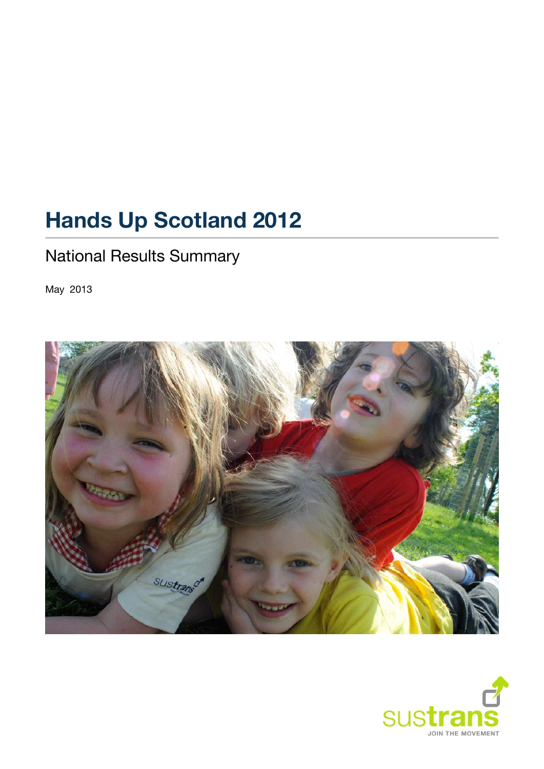# Hands Up Scotland 2012

## National Results Summary

May 2013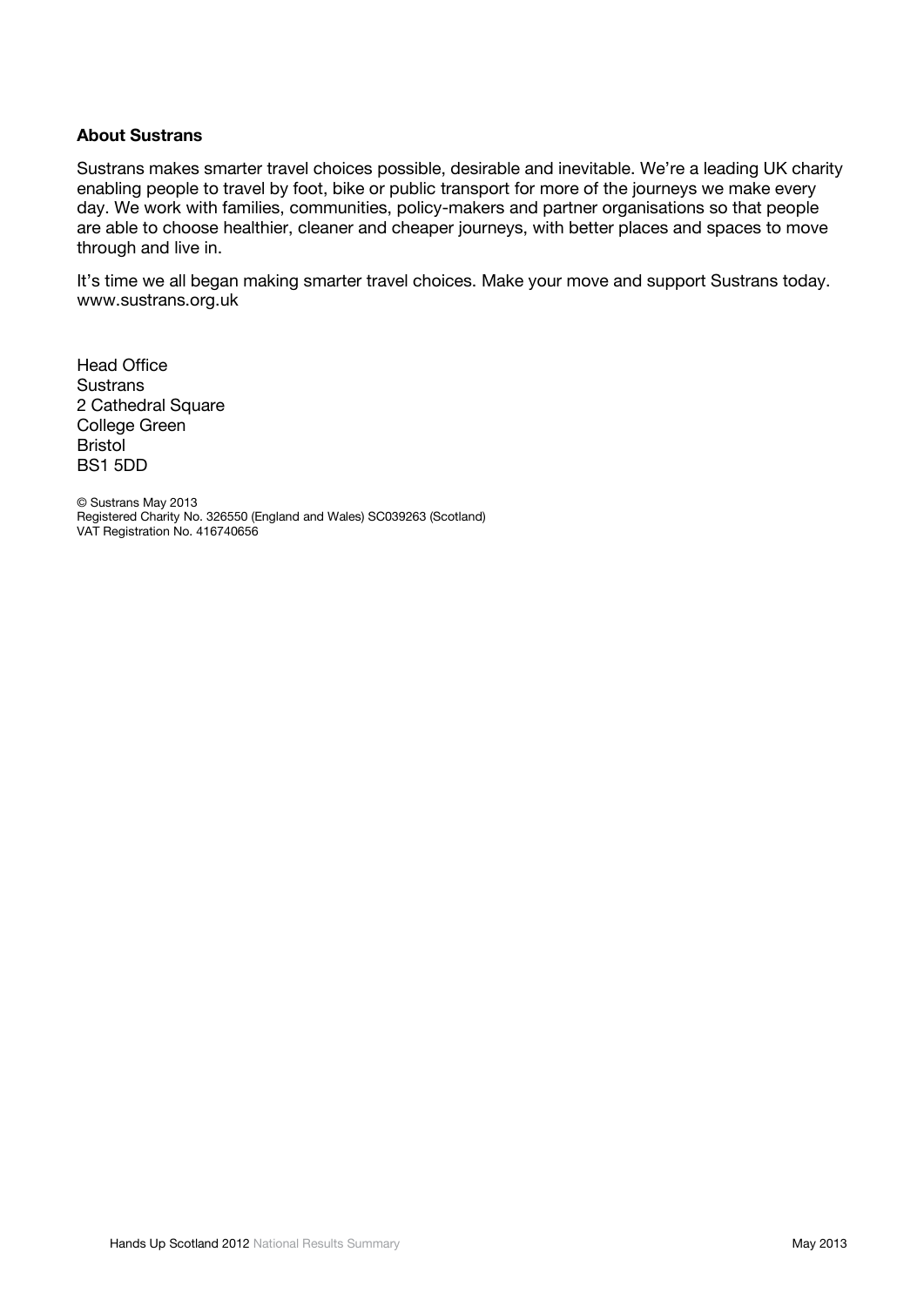**About Sustrans**

Sustrans makes smarter travel choices possible, desirable and inevitable. We're a leading UK charity enabling people to travel by foot, bike or public transport for more of the journeys we make every day. We work with families, communities, policy-makers and partner organisations so that people are able to choose healthier, cleaner and cheaper journeys, with better places and spaces to move through and live in.

It's time we all began making smarter travel choices. Make your move and support Sustrans today. www.sustrans.org.uk

Head Office
Sustrans
2 Cathedral Square
College Green
Bristol
BS1 5DD

© Sustrans May 2013
Registered Charity No. 326550 (England and Wales) SC039263 (Scotland)
VAT Registration No. 416740656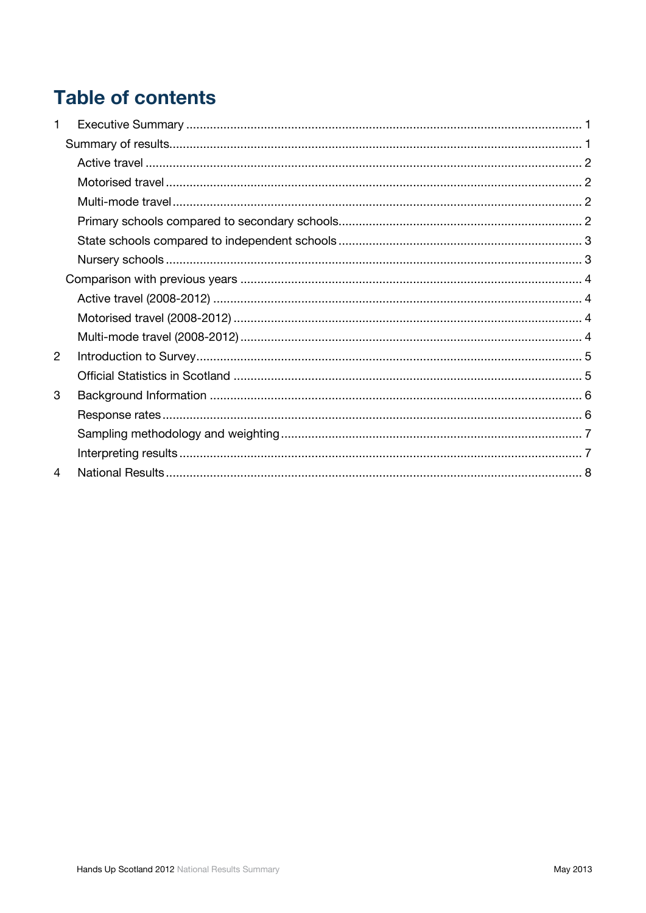# Table of contents

1 Executive Summary ..... 1

Summary of results ..... 1

- Active travel ..... 2
- Motorised travel ..... 2
- Multi-mode travel ..... 2
- Primary schools compared to secondary schools ..... 2
- State schools compared to independent schools ..... 3
- Nursery schools ..... 3

Comparison with previous years ..... 4

- Active travel (2008-2012) ..... 4
- Motorised travel (2008-2012) ..... 4
- Multi-mode travel (2008-2012) ..... 4

2 Introduction to Survey ..... 5

- Official Statistics in Scotland ..... 5

3 Background Information ..... 6

- Response rates ..... 6
- Sampling methodology and weighting ..... 7
- Interpreting results ..... 7

4 National Results ..... 8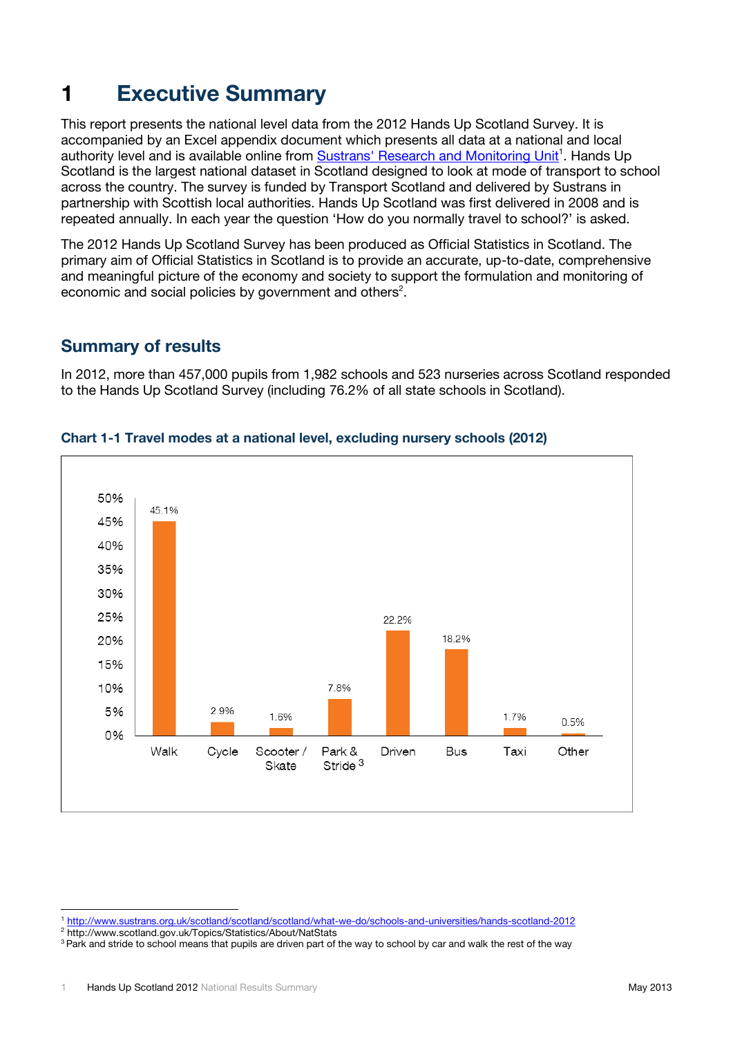# 1 Executive Summary

This report presents the national level data from the 2012 Hands Up Scotland Survey. It is accompanied by an Excel appendix document which presents all data at a national and local authority level and is available online from Sustrans' Research and Monitoring Unit[1]. Hands Up Scotland is the largest national dataset in Scotland designed to look at mode of transport to school across the country. The survey is funded by Transport Scotland and delivered by Sustrans in partnership with Scottish local authorities. Hands Up Scotland was first delivered in 2008 and is repeated annually. In each year the question 'How do you normally travel to school?' is asked.

The 2012 Hands Up Scotland Survey has been produced as Official Statistics in Scotland. The primary aim of Official Statistics in Scotland is to provide an accurate, up-to-date, comprehensive and meaningful picture of the economy and society to support the formulation and monitoring of economic and social policies by government and others[2].

## Summary of results

In 2012, more than 457,000 pupils from 1,982 schools and 523 nurseries across Scotland responded to the Hands Up Scotland Survey (including 76.2% of all state schools in Scotland).

**Chart 1-1 Travel modes at a national level, excluding nursery schools (2012)**

| Mode | Percentage |
|---|---|
| Walk | 45.1% |
| Cycle | 2.9% |
| Scooter / Skate | 1.6% |
| Park & Stride[3] | 7.8% |
| Driven | 22.2% |
| Bus | 18.2% |
| Taxi | 1.7% |
| Other | 0.5% |

---

[1] http://www.sustrans.org.uk/scotland/scotland/scotland/what-we-do/schools-and-universities/hands-scotland-2012

[2] http://www.scotland.gov.uk/Topics/Statistics/About/NatStats

[3] Park and stride to school means that pupils are driven part of the way to school by car and walk the rest of the way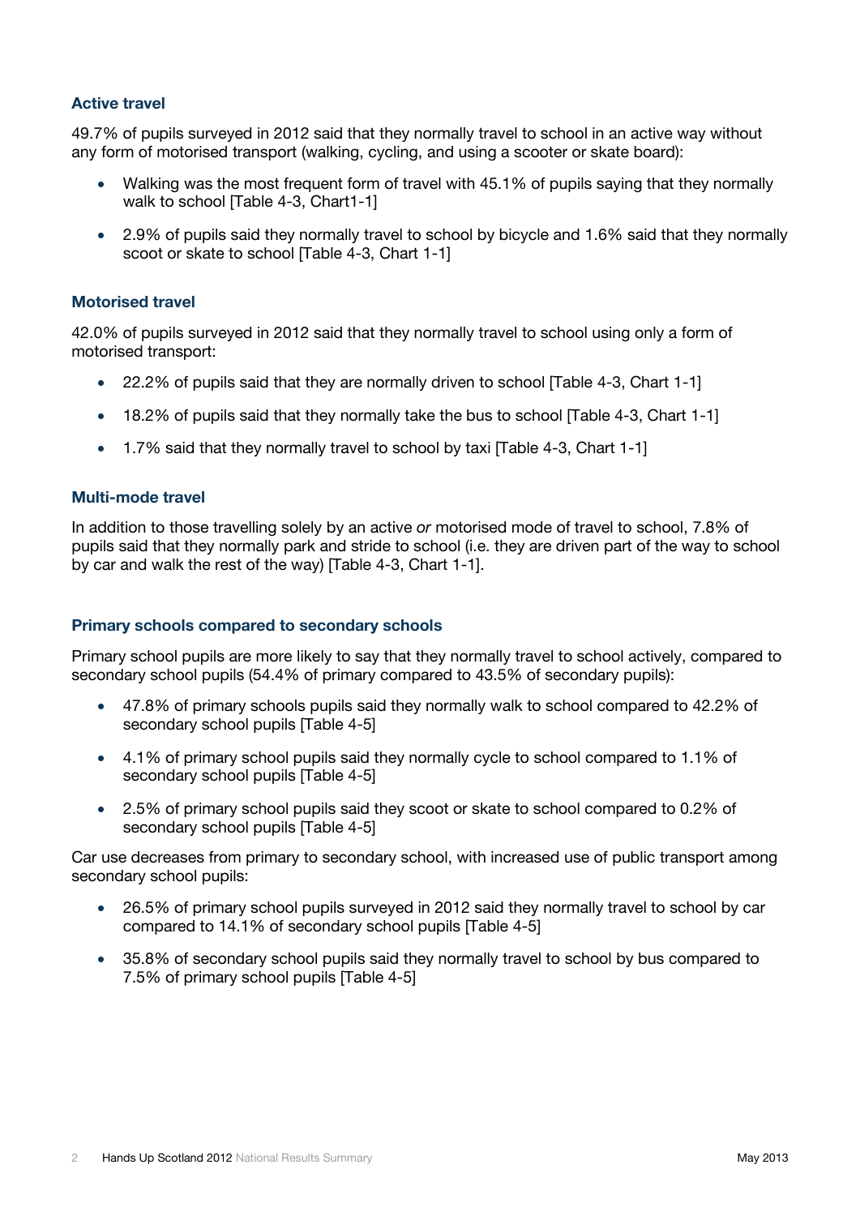### Active travel

49.7% of pupils surveyed in 2012 said that they normally travel to school in an active way without any form of motorised transport (walking, cycling, and using a scooter or skate board):

- Walking was the most frequent form of travel with 45.1% of pupils saying that they normally walk to school [Table 4-3, Chart1-1]
- 2.9% of pupils said they normally travel to school by bicycle and 1.6% said that they normally scoot or skate to school [Table 4-3, Chart 1-1]

### Motorised travel

42.0% of pupils surveyed in 2012 said that they normally travel to school using only a form of motorised transport:

- 22.2% of pupils said that they are normally driven to school [Table 4-3, Chart 1-1]
- 18.2% of pupils said that they normally take the bus to school [Table 4-3, Chart 1-1]
- 1.7% said that they normally travel to school by taxi [Table 4-3, Chart 1-1]

### Multi-mode travel

In addition to those travelling solely by an active *or* motorised mode of travel to school, 7.8% of pupils said that they normally park and stride to school (i.e. they are driven part of the way to school by car and walk the rest of the way) [Table 4-3, Chart 1-1].

### Primary schools compared to secondary schools

Primary school pupils are more likely to say that they normally travel to school actively, compared to secondary school pupils (54.4% of primary compared to 43.5% of secondary pupils):

- 47.8% of primary schools pupils said they normally walk to school compared to 42.2% of secondary school pupils [Table 4-5]
- 4.1% of primary school pupils said they normally cycle to school compared to 1.1% of secondary school pupils [Table 4-5]
- 2.5% of primary school pupils said they scoot or skate to school compared to 0.2% of secondary school pupils [Table 4-5]

Car use decreases from primary to secondary school, with increased use of public transport among secondary school pupils:

- 26.5% of primary school pupils surveyed in 2012 said they normally travel to school by car compared to 14.1% of secondary school pupils [Table 4-5]
- 35.8% of secondary school pupils said they normally travel to school by bus compared to 7.5% of primary school pupils [Table 4-5]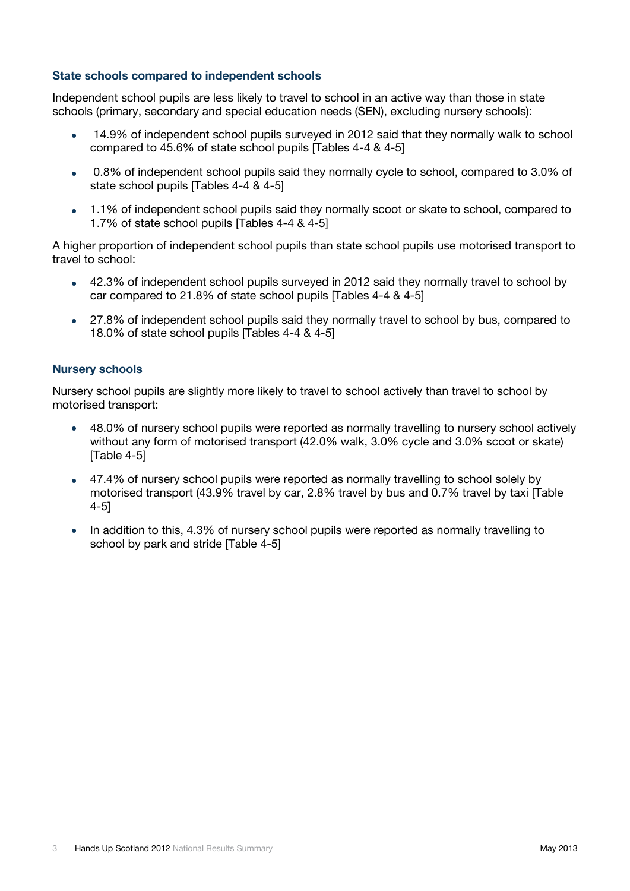### State schools compared to independent schools

Independent school pupils are less likely to travel to school in an active way than those in state schools (primary, secondary and special education needs (SEN), excluding nursery schools):

- 14.9% of independent school pupils surveyed in 2012 said that they normally walk to school compared to 45.6% of state school pupils [Tables 4-4 & 4-5]
- 0.8% of independent school pupils said they normally cycle to school, compared to 3.0% of state school pupils [Tables 4-4 & 4-5]
- 1.1% of independent school pupils said they normally scoot or skate to school, compared to 1.7% of state school pupils [Tables 4-4 & 4-5]

A higher proportion of independent school pupils than state school pupils use motorised transport to travel to school:

- 42.3% of independent school pupils surveyed in 2012 said they normally travel to school by car compared to 21.8% of state school pupils [Tables 4-4 & 4-5]
- 27.8% of independent school pupils said they normally travel to school by bus, compared to 18.0% of state school pupils [Tables 4-4 & 4-5]

### Nursery schools

Nursery school pupils are slightly more likely to travel to school actively than travel to school by motorised transport:

- 48.0% of nursery school pupils were reported as normally travelling to nursery school actively without any form of motorised transport (42.0% walk, 3.0% cycle and 3.0% scoot or skate) [Table 4-5]
- 47.4% of nursery school pupils were reported as normally travelling to school solely by motorised transport (43.9% travel by car, 2.8% travel by bus and 0.7% travel by taxi [Table 4-5]
- In addition to this, 4.3% of nursery school pupils were reported as normally travelling to school by park and stride [Table 4-5]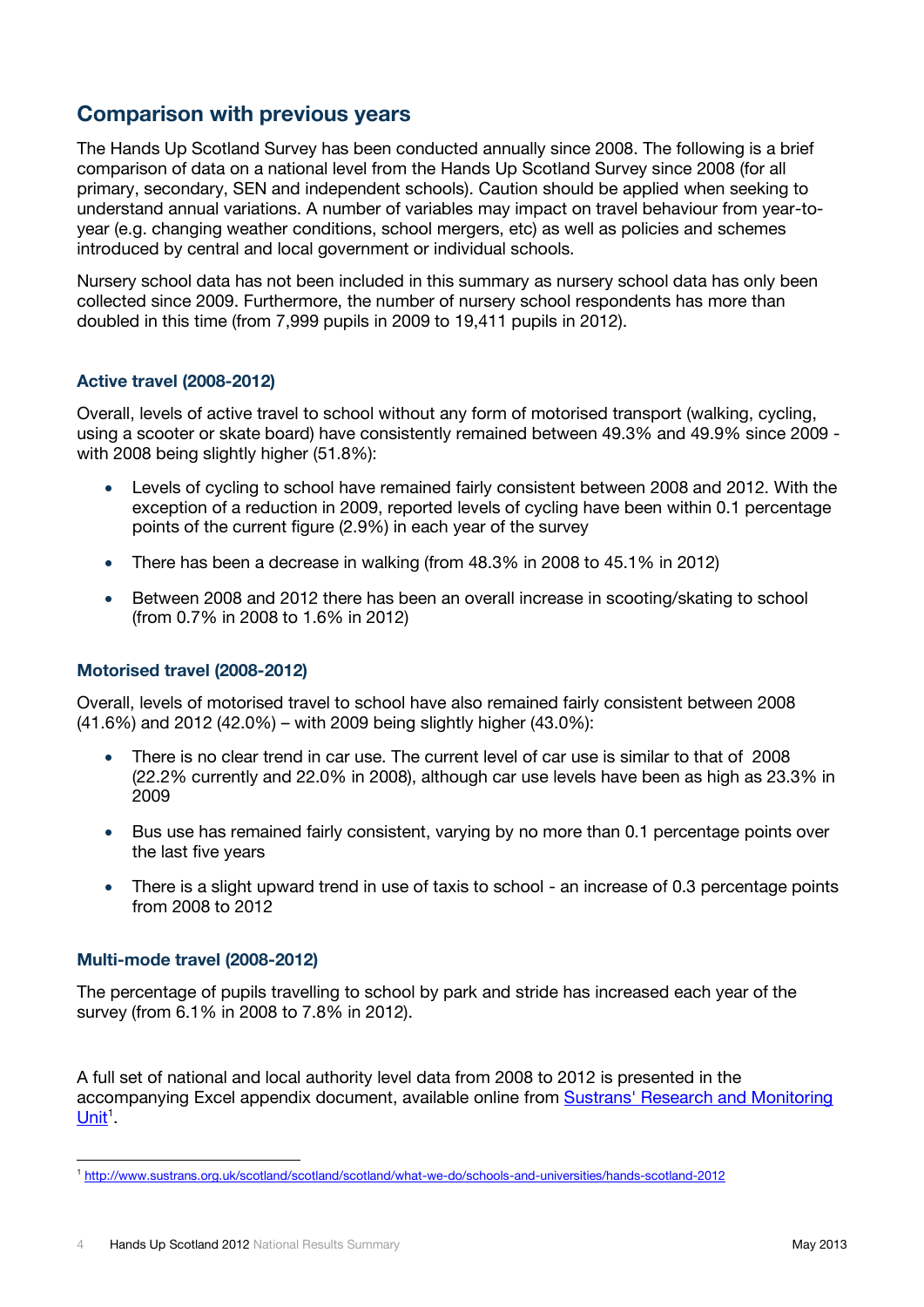## Comparison with previous years

The Hands Up Scotland Survey has been conducted annually since 2008. The following is a brief comparison of data on a national level from the Hands Up Scotland Survey since 2008 (for all primary, secondary, SEN and independent schools). Caution should be applied when seeking to understand annual variations. A number of variables may impact on travel behaviour from year-to-year (e.g. changing weather conditions, school mergers, etc) as well as policies and schemes introduced by central and local government or individual schools.

Nursery school data has not been included in this summary as nursery school data has only been collected since 2009. Furthermore, the number of nursery school respondents has more than doubled in this time (from 7,999 pupils in 2009 to 19,411 pupils in 2012).

### Active travel (2008-2012)

Overall, levels of active travel to school without any form of motorised transport (walking, cycling, using a scooter or skate board) have consistently remained between 49.3% and 49.9% since 2009 - with 2008 being slightly higher (51.8%):

- Levels of cycling to school have remained fairly consistent between 2008 and 2012. With the exception of a reduction in 2009, reported levels of cycling have been within 0.1 percentage points of the current figure (2.9%) in each year of the survey
- There has been a decrease in walking (from 48.3% in 2008 to 45.1% in 2012)
- Between 2008 and 2012 there has been an overall increase in scooting/skating to school (from 0.7% in 2008 to 1.6% in 2012)

### Motorised travel (2008-2012)

Overall, levels of motorised travel to school have also remained fairly consistent between 2008 (41.6%) and 2012 (42.0%) – with 2009 being slightly higher (43.0%):

- There is no clear trend in car use. The current level of car use is similar to that of 2008 (22.2% currently and 22.0% in 2008), although car use levels have been as high as 23.3% in 2009
- Bus use has remained fairly consistent, varying by no more than 0.1 percentage points over the last five years
- There is a slight upward trend in use of taxis to school - an increase of 0.3 percentage points from 2008 to 2012

### Multi-mode travel (2008-2012)

The percentage of pupils travelling to school by park and stride has increased each year of the survey (from 6.1% in 2008 to 7.8% in 2012).

A full set of national and local authority level data from 2008 to 2012 is presented in the accompanying Excel appendix document, available online from Sustrans' Research and Monitoring Unit[1].

[1] http://www.sustrans.org.uk/scotland/scotland/scotland/what-we-do/schools-and-universities/hands-scotland-2012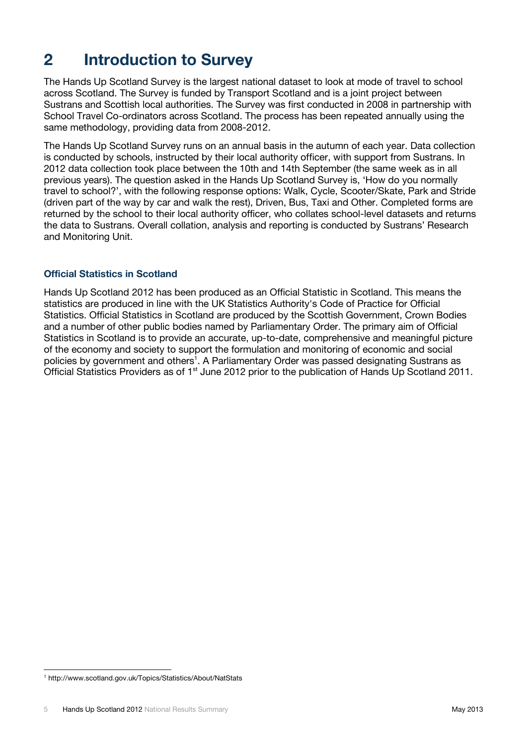# 2 Introduction to Survey

The Hands Up Scotland Survey is the largest national dataset to look at mode of travel to school across Scotland. The Survey is funded by Transport Scotland and is a joint project between Sustrans and Scottish local authorities. The Survey was first conducted in 2008 in partnership with School Travel Co-ordinators across Scotland. The process has been repeated annually using the same methodology, providing data from 2008-2012.

The Hands Up Scotland Survey runs on an annual basis in the autumn of each year. Data collection is conducted by schools, instructed by their local authority officer, with support from Sustrans. In 2012 data collection took place between the 10th and 14th September (the same week as in all previous years). The question asked in the Hands Up Scotland Survey is, 'How do you normally travel to school?', with the following response options: Walk, Cycle, Scooter/Skate, Park and Stride (driven part of the way by car and walk the rest), Driven, Bus, Taxi and Other. Completed forms are returned by the school to their local authority officer, who collates school-level datasets and returns the data to Sustrans. Overall collation, analysis and reporting is conducted by Sustrans' Research and Monitoring Unit.

### Official Statistics in Scotland

Hands Up Scotland 2012 has been produced as an Official Statistic in Scotland. This means the statistics are produced in line with the UK Statistics Authority's Code of Practice for Official Statistics. Official Statistics in Scotland are produced by the Scottish Government, Crown Bodies and a number of other public bodies named by Parliamentary Order. The primary aim of Official Statistics in Scotland is to provide an accurate, up-to-date, comprehensive and meaningful picture of the economy and society to support the formulation and monitoring of economic and social policies by government and others[1]. A Parliamentary Order was passed designating Sustrans as Official Statistics Providers as of 1st June 2012 prior to the publication of Hands Up Scotland 2011.

[1] http://www.scotland.gov.uk/Topics/Statistics/About/NatStats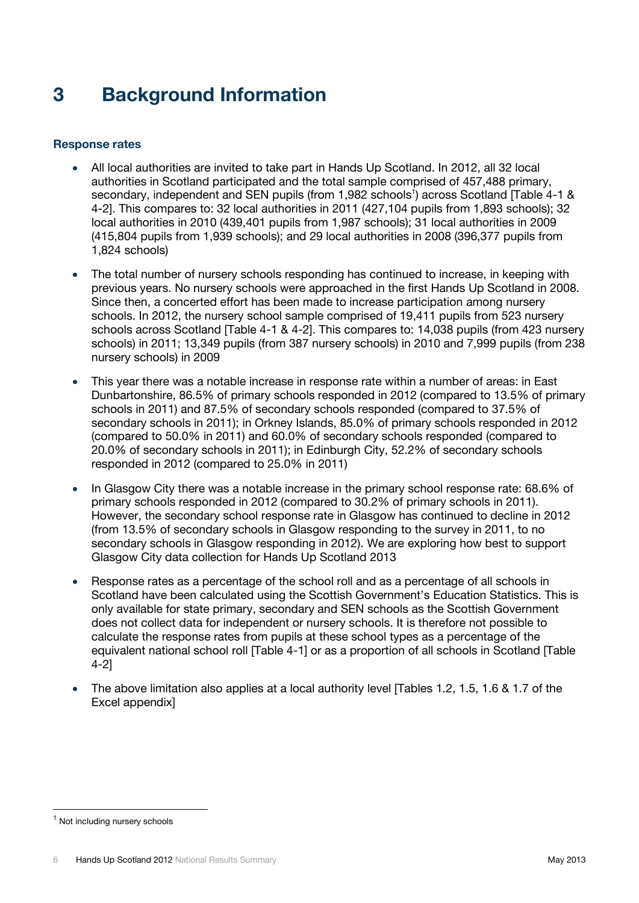# 3 Background Information

### Response rates

- All local authorities are invited to take part in Hands Up Scotland. In 2012, all 32 local authorities in Scotland participated and the total sample comprised of 457,488 primary, secondary, independent and SEN pupils (from 1,982 schools[1]) across Scotland [Table 4-1 & 4-2]. This compares to: 32 local authorities in 2011 (427,104 pupils from 1,893 schools); 32 local authorities in 2010 (439,401 pupils from 1,987 schools); 31 local authorities in 2009 (415,804 pupils from 1,939 schools); and 29 local authorities in 2008 (396,377 pupils from 1,824 schools)

- The total number of nursery schools responding has continued to increase, in keeping with previous years. No nursery schools were approached in the first Hands Up Scotland in 2008. Since then, a concerted effort has been made to increase participation among nursery schools. In 2012, the nursery school sample comprised of 19,411 pupils from 523 nursery schools across Scotland [Table 4-1 & 4-2]. This compares to: 14,038 pupils (from 423 nursery schools) in 2011; 13,349 pupils (from 387 nursery schools) in 2010 and 7,999 pupils (from 238 nursery schools) in 2009

- This year there was a notable increase in response rate within a number of areas: in East Dunbartonshire, 86.5% of primary schools responded in 2012 (compared to 13.5% of primary schools in 2011) and 87.5% of secondary schools responded (compared to 37.5% of secondary schools in 2011); in Orkney Islands, 85.0% of primary schools responded in 2012 (compared to 50.0% in 2011) and 60.0% of secondary schools responded (compared to 20.0% of secondary schools in 2011); in Edinburgh City, 52.2% of secondary schools responded in 2012 (compared to 25.0% in 2011)

- In Glasgow City there was a notable increase in the primary school response rate: 68.6% of primary schools responded in 2012 (compared to 30.2% of primary schools in 2011). However, the secondary school response rate in Glasgow has continued to decline in 2012 (from 13.5% of secondary schools in Glasgow responding to the survey in 2011, to no secondary schools in Glasgow responding in 2012). We are exploring how best to support Glasgow City data collection for Hands Up Scotland 2013

- Response rates as a percentage of the school roll and as a percentage of all schools in Scotland have been calculated using the Scottish Government's Education Statistics. This is only available for state primary, secondary and SEN schools as the Scottish Government does not collect data for independent or nursery schools. It is therefore not possible to calculate the response rates from pupils at these school types as a percentage of the equivalent national school roll [Table 4-1] or as a proportion of all schools in Scotland [Table 4-2]

- The above limitation also applies at a local authority level [Tables 1.2, 1.5, 1.6 & 1.7 of the Excel appendix]

[1] Not including nursery schools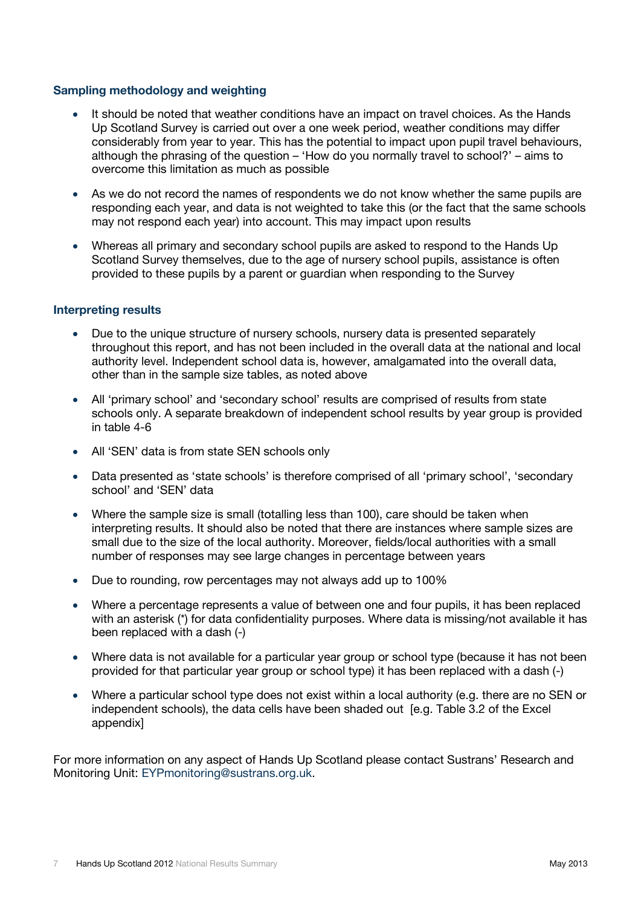### Sampling methodology and weighting

- It should be noted that weather conditions have an impact on travel choices. As the Hands Up Scotland Survey is carried out over a one week period, weather conditions may differ considerably from year to year. This has the potential to impact upon pupil travel behaviours, although the phrasing of the question – 'How do you normally travel to school?' – aims to overcome this limitation as much as possible
- As we do not record the names of respondents we do not know whether the same pupils are responding each year, and data is not weighted to take this (or the fact that the same schools may not respond each year) into account. This may impact upon results
- Whereas all primary and secondary school pupils are asked to respond to the Hands Up Scotland Survey themselves, due to the age of nursery school pupils, assistance is often provided to these pupils by a parent or guardian when responding to the Survey

### Interpreting results

- Due to the unique structure of nursery schools, nursery data is presented separately throughout this report, and has not been included in the overall data at the national and local authority level. Independent school data is, however, amalgamated into the overall data, other than in the sample size tables, as noted above
- All 'primary school' and 'secondary school' results are comprised of results from state schools only. A separate breakdown of independent school results by year group is provided in table 4-6
- All 'SEN' data is from state SEN schools only
- Data presented as 'state schools' is therefore comprised of all 'primary school', 'secondary school' and 'SEN' data
- Where the sample size is small (totalling less than 100), care should be taken when interpreting results. It should also be noted that there are instances where sample sizes are small due to the size of the local authority. Moreover, fields/local authorities with a small number of responses may see large changes in percentage between years
- Due to rounding, row percentages may not always add up to 100%
- Where a percentage represents a value of between one and four pupils, it has been replaced with an asterisk (*) for data confidentiality purposes. Where data is missing/not available it has been replaced with a dash (-)
- Where data is not available for a particular year group or school type (because it has not been provided for that particular year group or school type) it has been replaced with a dash (-)
- Where a particular school type does not exist within a local authority (e.g. there are no SEN or independent schools), the data cells have been shaded out [e.g. Table 3.2 of the Excel appendix]

For more information on any aspect of Hands Up Scotland please contact Sustrans' Research and Monitoring Unit: EYPmonitoring@sustrans.org.uk.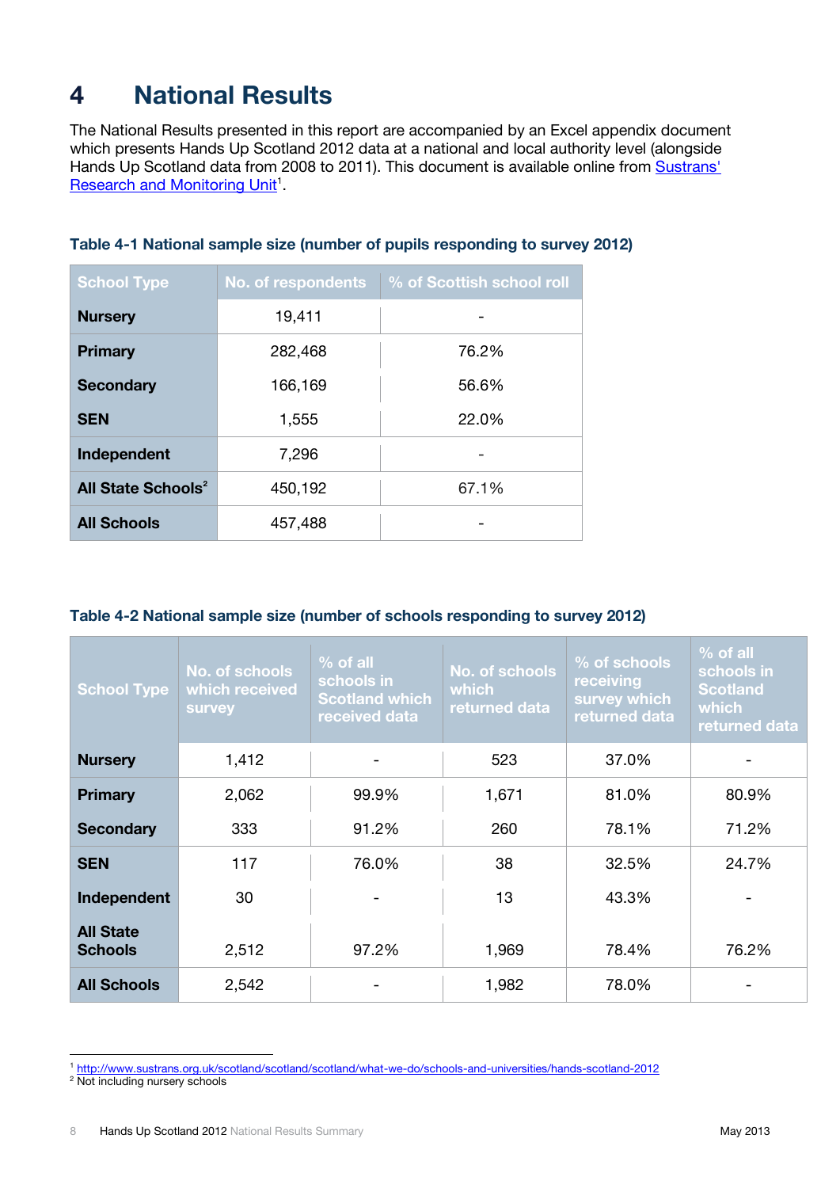# 4 National Results

The National Results presented in this report are accompanied by an Excel appendix document which presents Hands Up Scotland 2012 data at a national and local authority level (alongside Hands Up Scotland data from 2008 to 2011). This document is available online from [Sustrans' Research and Monitoring Unit](http://www.sustrans.org.uk/scotland/scotland/scotland/what-we-do/schools-and-universities/hands-scotland-2012)[1].

**Table 4-1 National sample size (number of pupils responding to survey 2012)**

| School Type | No. of respondents | % of Scottish school roll |
|---|---|---|
| **Nursery** | 19,411 | - |
| **Primary** | 282,468 | 76.2% |
| **Secondary** | 166,169 | 56.6% |
| **SEN** | 1,555 | 22.0% |
| **Independent** | 7,296 | - |
| **All State Schools**[2] | 450,192 | 67.1% |
| **All Schools** | 457,488 | - |

**Table 4-2 National sample size (number of schools responding to survey 2012)**

| School Type | No. of schools which received survey | % of all schools in Scotland which received data | No. of schools which returned data | % of schools receiving survey which returned data | % of all schools in Scotland which returned data |
|---|---|---|---|---|---|
| **Nursery** | 1,412 | - | 523 | 37.0% | - |
| **Primary** | 2,062 | 99.9% | 1,671 | 81.0% | 80.9% |
| **Secondary** | 333 | 91.2% | 260 | 78.1% | 71.2% |
| **SEN** | 117 | 76.0% | 38 | 32.5% | 24.7% |
| **Independent** | 30 | - | 13 | 43.3% | - |
| **All State Schools** | 2,512 | 97.2% | 1,969 | 78.4% | 76.2% |
| **All Schools** | 2,542 | - | 1,982 | 78.0% | - |

[1] http://www.sustrans.org.uk/scotland/scotland/scotland/what-we-do/schools-and-universities/hands-scotland-2012

[2] Not including nursery schools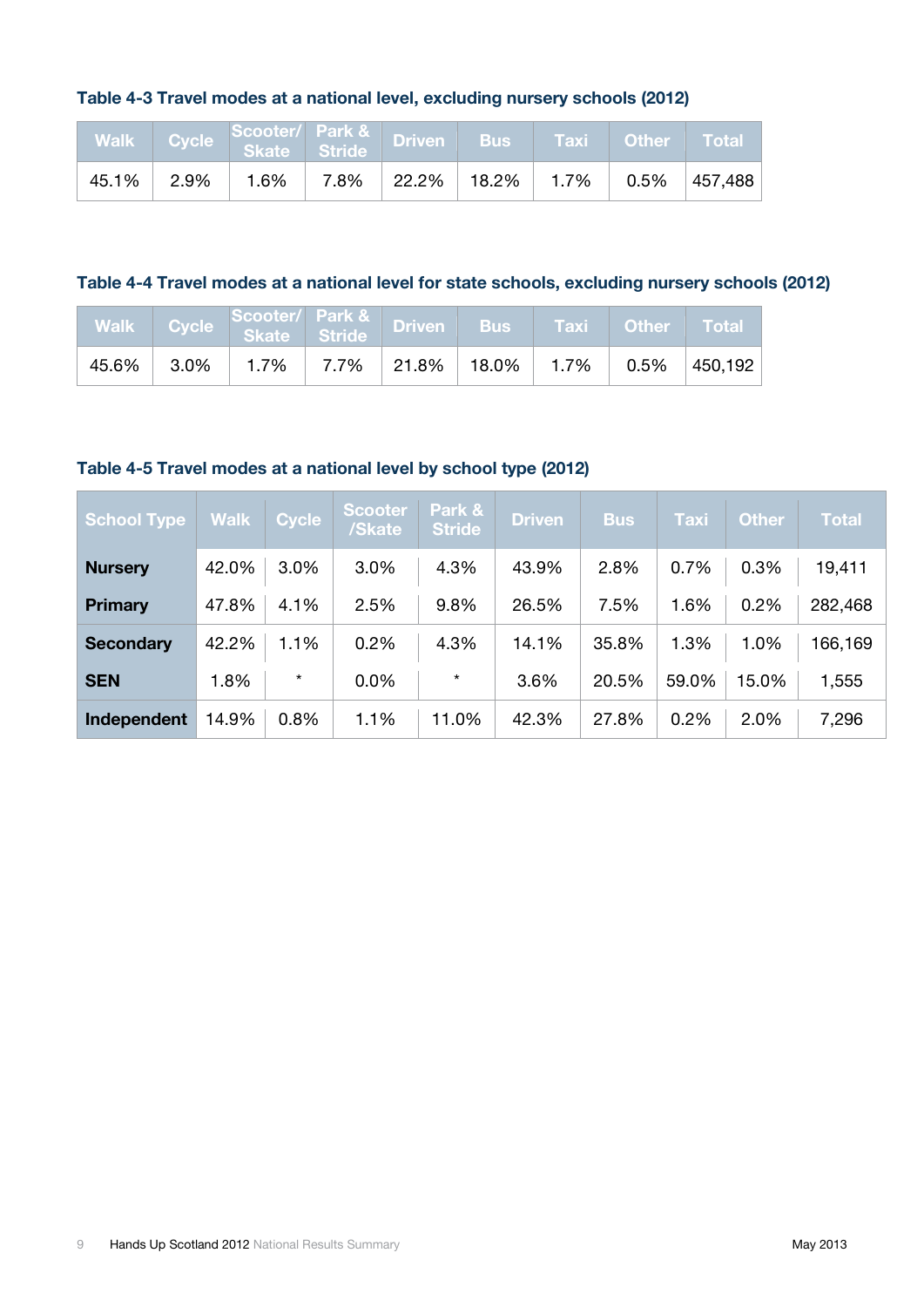**Table 4-3 Travel modes at a national level, excluding nursery schools (2012)**

| Walk | Cycle | Scooter/ Skate | Park & Stride | Driven | Bus | Taxi | Other | Total |
|---|---|---|---|---|---|---|---|---|
| 45.1% | 2.9% | 1.6% | 7.8% | 22.2% | 18.2% | 1.7% | 0.5% | 457,488 |

**Table 4-4 Travel modes at a national level for state schools, excluding nursery schools (2012)**

| Walk | Cycle | Scooter/ Skate | Park & Stride | Driven | Bus | Taxi | Other | Total |
|---|---|---|---|---|---|---|---|---|
| 45.6% | 3.0% | 1.7% | 7.7% | 21.8% | 18.0% | 1.7% | 0.5% | 450,192 |

**Table 4-5 Travel modes at a national level by school type (2012)**

| School Type | Walk | Cycle | Scooter /Skate | Park & Stride | Driven | Bus | Taxi | Other | Total |
|---|---|---|---|---|---|---|---|---|---|
| **Nursery** | 42.0% | 3.0% | 3.0% | 4.3% | 43.9% | 2.8% | 0.7% | 0.3% | 19,411 |
| **Primary** | 47.8% | 4.1% | 2.5% | 9.8% | 26.5% | 7.5% | 1.6% | 0.2% | 282,468 |
| **Secondary** | 42.2% | 1.1% | 0.2% | 4.3% | 14.1% | 35.8% | 1.3% | 1.0% | 166,169 |
| **SEN** | 1.8% | * | 0.0% | * | 3.6% | 20.5% | 59.0% | 15.0% | 1,555 |
| **Independent** | 14.9% | 0.8% | 1.1% | 11.0% | 42.3% | 27.8% | 0.2% | 2.0% | 7,296 |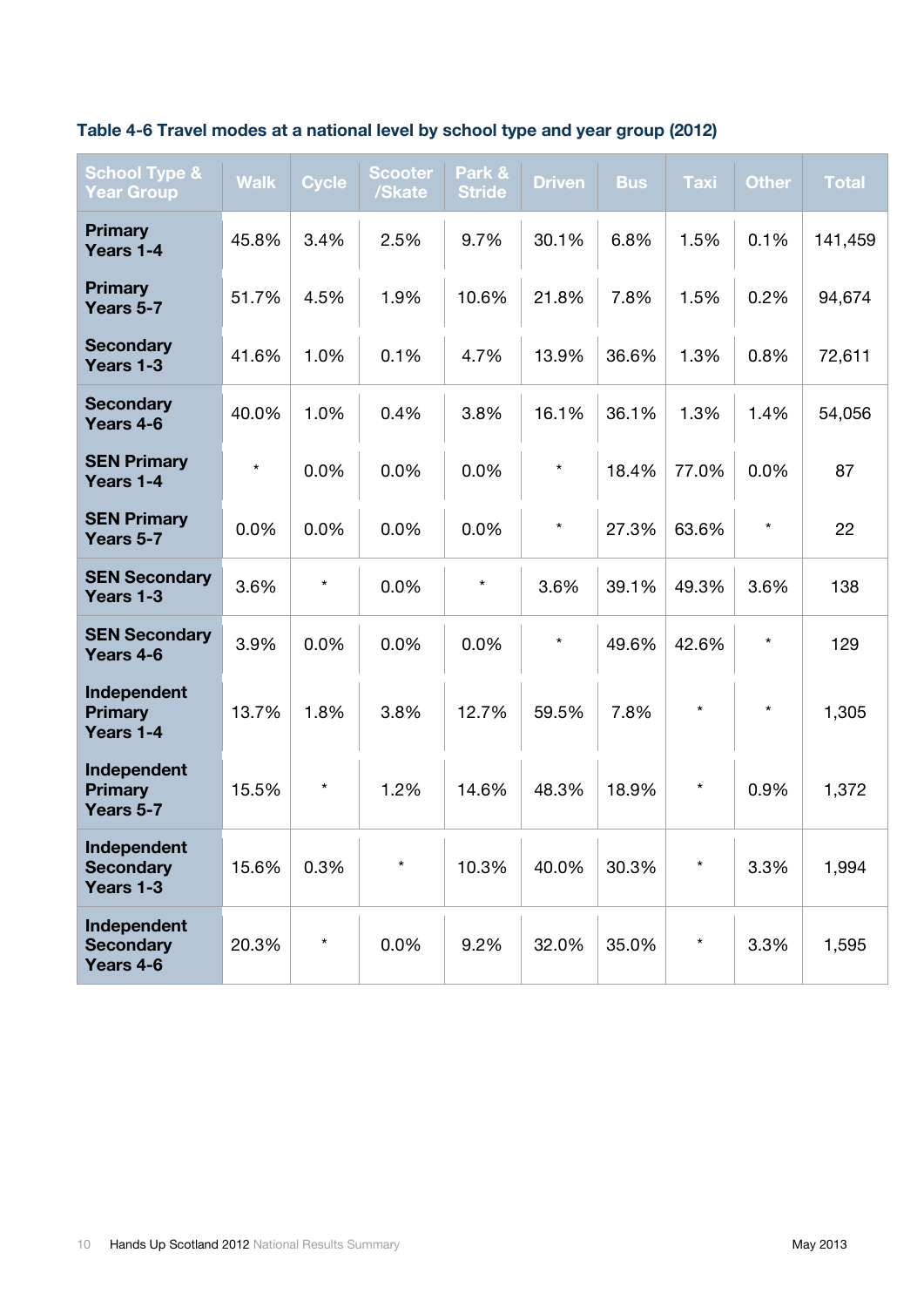### Table 4-6 Travel modes at a national level by school type and year group (2012)

| School Type & Year Group | Walk | Cycle | Scooter /Skate | Park & Stride | Driven | Bus | Taxi | Other | Total |
|---|---|---|---|---|---|---|---|---|---|
| **Primary Years 1-4** | 45.8% | 3.4% | 2.5% | 9.7% | 30.1% | 6.8% | 1.5% | 0.1% | 141,459 |
| **Primary Years 5-7** | 51.7% | 4.5% | 1.9% | 10.6% | 21.8% | 7.8% | 1.5% | 0.2% | 94,674 |
| **Secondary Years 1-3** | 41.6% | 1.0% | 0.1% | 4.7% | 13.9% | 36.6% | 1.3% | 0.8% | 72,611 |
| **Secondary Years 4-6** | 40.0% | 1.0% | 0.4% | 3.8% | 16.1% | 36.1% | 1.3% | 1.4% | 54,056 |
| **SEN Primary Years 1-4** | * | 0.0% | 0.0% | 0.0% | * | 18.4% | 77.0% | 0.0% | 87 |
| **SEN Primary Years 5-7** | 0.0% | 0.0% | 0.0% | 0.0% | * | 27.3% | 63.6% | * | 22 |
| **SEN Secondary Years 1-3** | 3.6% | * | 0.0% | * | 3.6% | 39.1% | 49.3% | 3.6% | 138 |
| **SEN Secondary Years 4-6** | 3.9% | 0.0% | 0.0% | 0.0% | * | 49.6% | 42.6% | * | 129 |
| **Independent Primary Years 1-4** | 13.7% | 1.8% | 3.8% | 12.7% | 59.5% | 7.8% | * | * | 1,305 |
| **Independent Primary Years 5-7** | 15.5% | * | 1.2% | 14.6% | 48.3% | 18.9% | * | 0.9% | 1,372 |
| **Independent Secondary Years 1-3** | 15.6% | 0.3% | * | 10.3% | 40.0% | 30.3% | * | 3.3% | 1,994 |
| **Independent Secondary Years 4-6** | 20.3% | * | 0.0% | 9.2% | 32.0% | 35.0% | * | 3.3% | 1,595 |